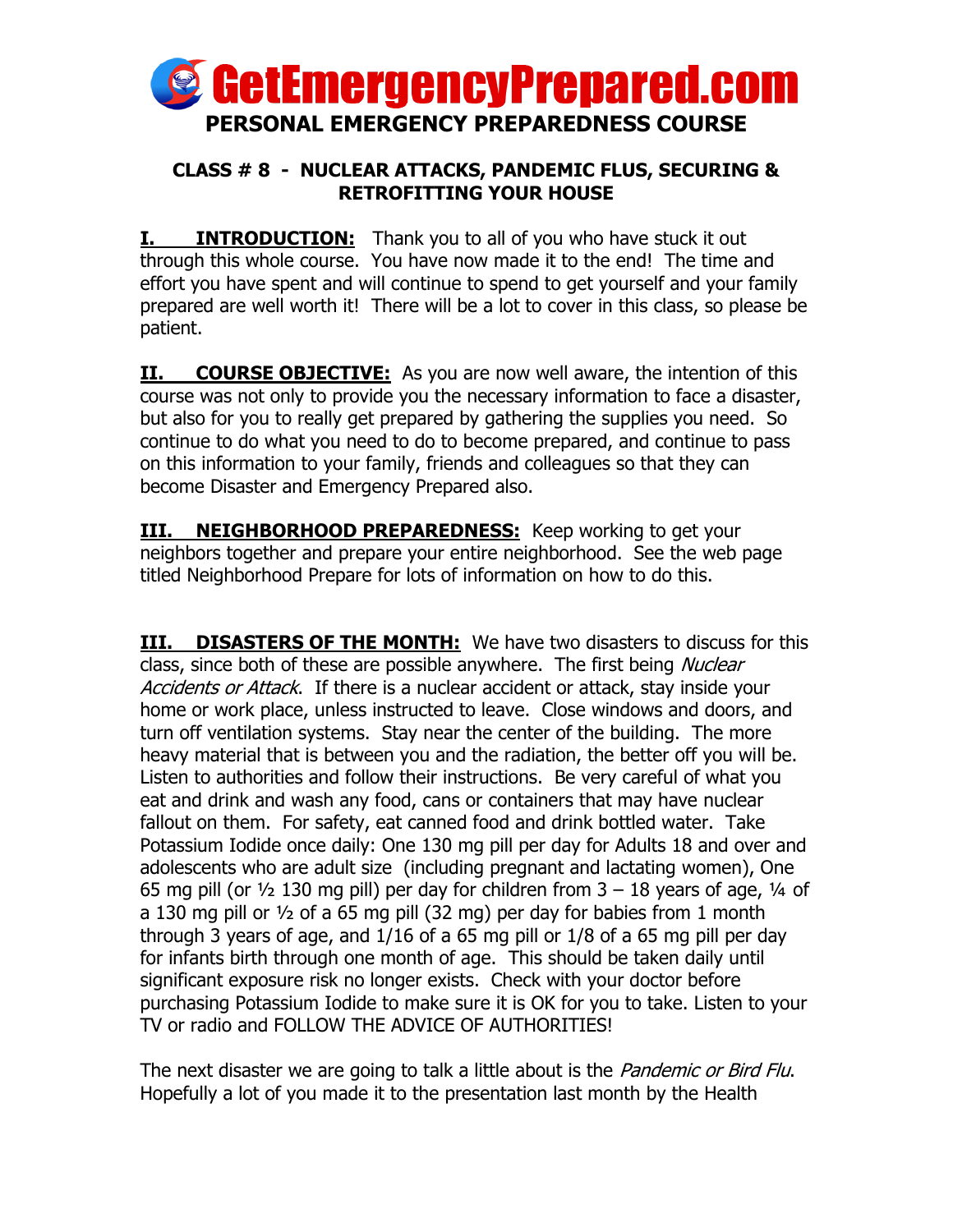# GetEmergencyPrepared.com

## PERSONAL EMERGENCY PREPAREDNESS COURSE

### CLASS # 8 - NUCLEAR ATTACKS, PANDEMIC FLUS, SECURING & RETROFITTING YOUR HOUSE

**I. INTRODUCTION:** Thank you to all of you who have stuck it out through this whole course. You have now made it to the end! The time and effort you have spent and will continue to spend to get yourself and your family prepared are well worth it! There will be a lot to cover in this class, so please be patient.

**II. COURSE OBJECTIVE:** As you are now well aware, the intention of this course was not only to provide you the necessary information to face a disaster, but also for you to really get prepared by gathering the supplies you need. So continue to do what you need to do to become prepared, and continue to pass on this information to your family, friends and colleagues so that they can become Disaster and Emergency Prepared also.

**III. NEIGHBORHOOD PREPAREDNESS:** Keep working to get your neighbors together and prepare your entire neighborhood. See the web page titled Neighborhood Prepare for lots of information on how to do this.

**III. DISASTERS OF THE MONTH:** We have two disasters to discuss for this class, since both of these are possible anywhere. The first being *Nuclear Accidents or Attack*. If there is a nuclear accident or attack, stay inside your home or work place, unless instructed to leave. Close windows and doors, and turn off ventilation systems. Stay near the center of the building. The more heavy material that is between you and the radiation, the better off you will be. Listen to authorities and follow their instructions. Be very careful of what you eat and drink and wash any food, cans or containers that may have nuclear fallout on them. For safety, eat canned food and drink bottled water. Take Potassium Iodide once daily: One 130 mg pill per day for Adults 18 and over and adolescents who are adult size (including pregnant and lactating women), One 65 mg pill (or ½ 130 mg pill) per day for children from 3 – 18 years of age, ¼ of a 130 mg pill or ½ of a 65 mg pill (32 mg) per day for babies from 1 month through 3 years of age, and 1/16 of a 65 mg pill or 1/8 of a 65 mg pill per day for infants birth through one month of age. This should be taken daily until significant exposure risk no longer exists. Check with your doctor before purchasing Potassium Iodide to make sure it is OK for you to take. Listen to your TV or radio and FOLLOW THE ADVICE OF AUTHORITIES!

The next disaster we are going to talk a little about is the *Pandemic or Bird Flu*. Hopefully a lot of you made it to the presentation last month by the Health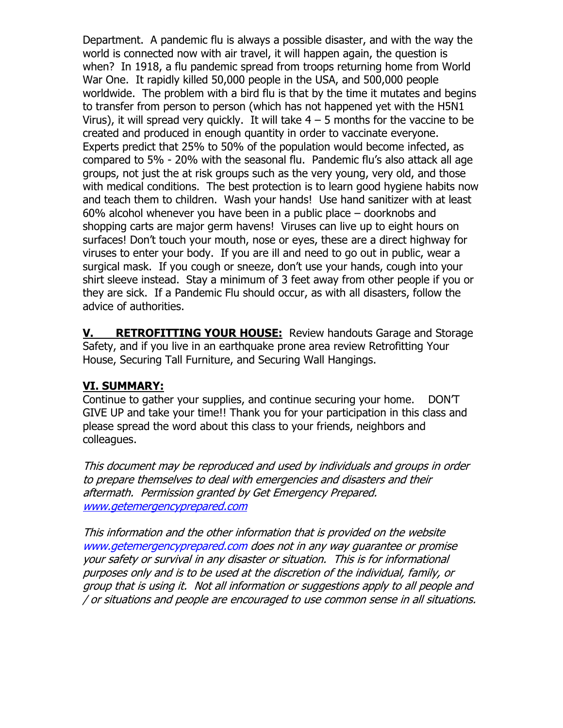Department. A pandemic flu is always a possible disaster, and with the way the world is connected now with air travel, it will happen again, the question is when? In 1918, a flu pandemic spread from troops returning home from World War One. It rapidly killed 50,000 people in the USA, and 500,000 people worldwide. The problem with a bird flu is that by the time it mutates and begins to transfer from person to person (which has not happened yet with the H5N1 Virus), it will spread very quickly. It will take 4 – 5 months for the vaccine to be created and produced in enough quantity in order to vaccinate everyone. Experts predict that 25% to 50% of the population would become infected, as compared to 5% - 20% with the seasonal flu. Pandemic flu's also attack all age groups, not just the at risk groups such as the very young, very old, and those with medical conditions. The best protection is to learn good hygiene habits now and teach them to children. Wash your hands! Use hand sanitizer with at least 60% alcohol whenever you have been in a public place – doorknobs and shopping carts are major germ havens! Viruses can live up to eight hours on surfaces! Don't touch your mouth, nose or eyes, these are a direct highway for viruses to enter your body. If you are ill and need to go out in public, wear a surgical mask. If you cough or sneeze, don't use your hands, cough into your shirt sleeve instead. Stay a minimum of 3 feet away from other people if you or they are sick. If a Pandemic Flu should occur, as with all disasters, follow the advice of authorities.

**V. RETROFITTING YOUR HOUSE:** Review handouts Garage and Storage Safety, and if you live in an earthquake prone area review Retrofitting Your House, Securing Tall Furniture, and Securing Wall Hangings.

**VI. SUMMARY:**

Continue to gather your supplies, and continue securing your home. DON'T GIVE UP and take your time!! Thank you for your participation in this class and please spread the word about this class to your friends, neighbors and colleagues.

*This document may be reproduced and used by individuals and groups in order to prepare themselves to deal with emergencies and disasters and their aftermath. Permission granted by Get Emergency Prepared. www.getemergencyprepared.com*

*This information and the other information that is provided on the website www.getemergencyprepared.com does not in any way guarantee or promise your safety or survival in any disaster or situation. This is for informational purposes only and is to be used at the discretion of the individual, family, or group that is using it. Not all information or suggestions apply to all people and / or situations and people are encouraged to use common sense in all situations.*